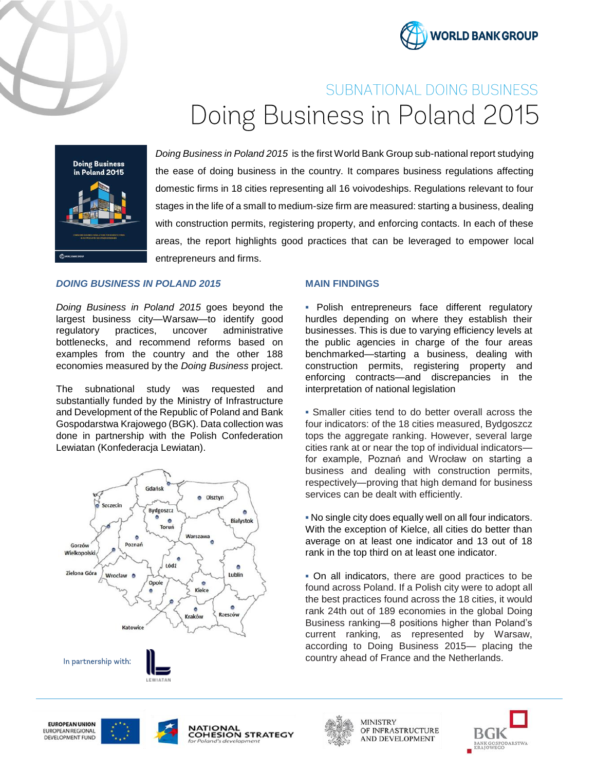SUBNATIONAL DOING BUSINESS

# Doing Business in Poland 2015

*Doing Business in Poland 2015* is the first World Bank Group sub-national report studying the ease of doing business in the country. It compares business regulations affecting domestic firms in 18 cities representing all 16 voivodeships. Regulations relevant to four stages in the life of a small to medium-size firm are measured: starting a business, dealing with construction permits, registering property, and enforcing contacts. In each of these areas, the report highlights good practices that can be leveraged to empower local entrepreneurs and firms.

## *DOING BUSINESS IN POLAND 2015*

*Doing Business in Poland 2015* goes beyond the largest business city—Warsaw—to identify good regulatory practices, uncover administrative bottlenecks, and recommend reforms based on examples from the country and the other 188 economies measured by the *Doing Business* project.

The subnational study was requested and substantially funded by the Ministry of Infrastructure and Development of the Republic of Poland and Bank Gospodarstwa Krajowego (BGK). Data collection was done in partnership with the Polish Confederation Lewiatan (Konfederacja Lewiatan).

In partnership with: LEWIATAN

## MAIN FINDINGS

- Polish entrepreneurs face different regulatory hurdles depending on where they establish their businesses. This is due to varying efficiency levels at the public agencies in charge of the four areas benchmarked—starting a business, dealing with construction permits, registering property and enforcing contracts—and discrepancies in the interpretation of national legislation

- Smaller cities tend to do better overall across the four indicators: of the 18 cities measured, Bydgoszcz tops the aggregate ranking. However, several large cities rank at or near the top of individual indicators—for example, Poznań and Wrocław on starting a business and dealing with construction permits, respectively—proving that high demand for business services can be dealt with efficiently.

- No single city does equally well on all four indicators. With the exception of Kielce, all cities do better than average on at least one indicator and 13 out of 18 rank in the top third on at least one indicator.

- On all indicators, there are good practices to be found across Poland. If a Polish city were to adopt all the best practices found across the 18 cities, it would rank 24th out of 189 economies in the global Doing Business ranking—8 positions higher than Poland's current ranking, as represented by Warsaw, according to Doing Business 2015— placing the country ahead of France and the Netherlands.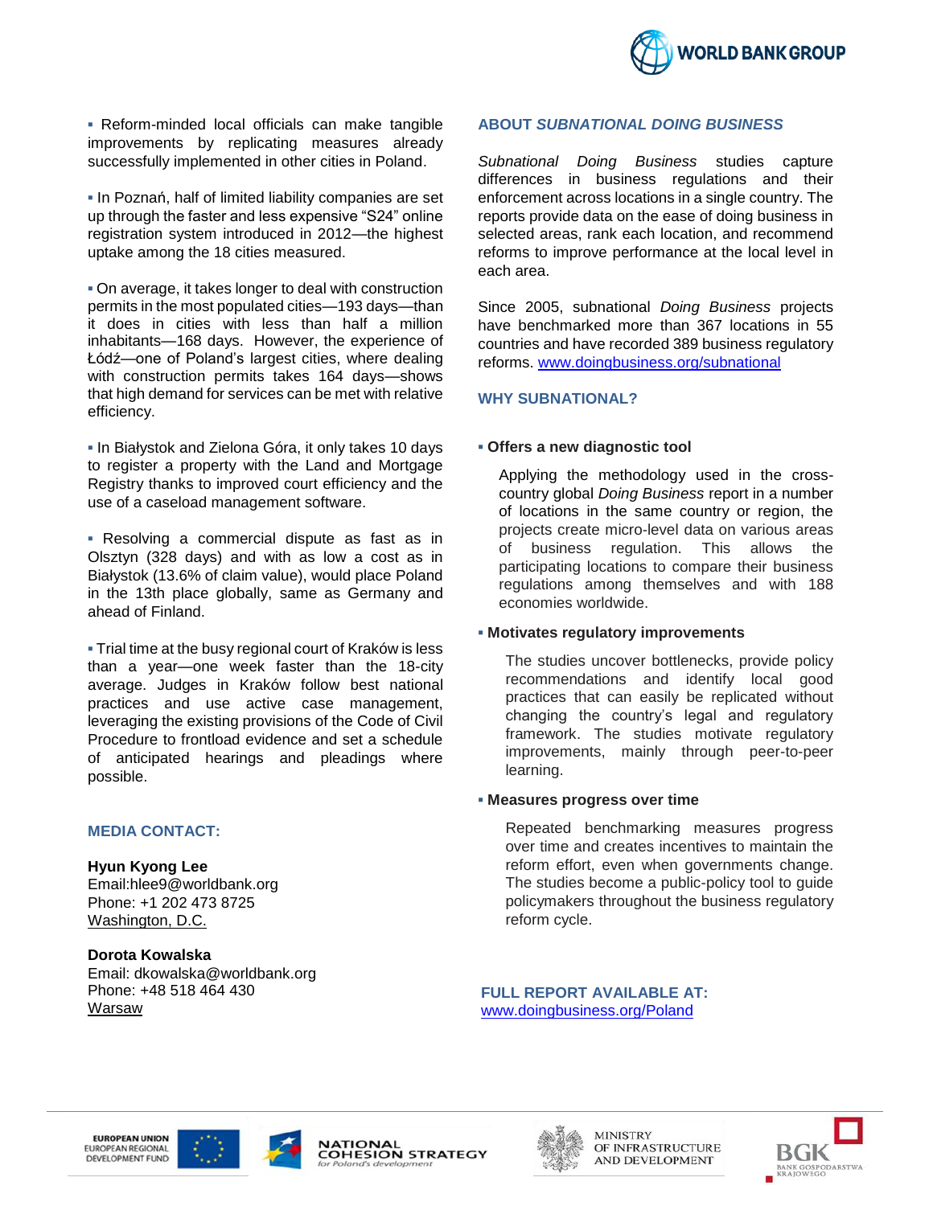- Reform-minded local officials can make tangible improvements by replicating measures already successfully implemented in other cities in Poland.

- In Poznań, half of limited liability companies are set up through the faster and less expensive "S24" online registration system introduced in 2012—the highest uptake among the 18 cities measured.

- On average, it takes longer to deal with construction permits in the most populated cities—193 days—than it does in cities with less than half a million inhabitants—168 days. However, the experience of Łódź—one of Poland's largest cities, where dealing with construction permits takes 164 days—shows that high demand for services can be met with relative efficiency.

- In Białystok and Zielona Góra, it only takes 10 days to register a property with the Land and Mortgage Registry thanks to improved court efficiency and the use of a caseload management software.

- Resolving a commercial dispute as fast as in Olsztyn (328 days) and with as low a cost as in Białystok (13.6% of claim value), would place Poland in the 13th place globally, same as Germany and ahead of Finland.

- Trial time at the busy regional court of Kraków is less than a year—one week faster than the 18-city average. Judges in Kraków follow best national practices and use active case management, leveraging the existing provisions of the Code of Civil Procedure to frontload evidence and set a schedule of anticipated hearings and pleadings where possible.

### MEDIA CONTACT:

**Hyun Kyong Lee**
Email:hlee9@worldbank.org
Phone: +1 202 473 8725
Washington, D.C.

**Dorota Kowalska**
Email: dkowalska@worldbank.org
Phone: +48 518 464 430
Warsaw

### ABOUT *SUBNATIONAL DOING BUSINESS*

*Subnational Doing Business* studies capture differences in business regulations and their enforcement across locations in a single country. The reports provide data on the ease of doing business in selected areas, rank each location, and recommend reforms to improve performance at the local level in each area.

Since 2005, subnational *Doing Business* projects have benchmarked more than 367 locations in 55 countries and have recorded 389 business regulatory reforms. www.doingbusiness.org/subnational

### WHY SUBNATIONAL?

- **Offers a new diagnostic tool**

  Applying the methodology used in the cross-country global *Doing Business* report in a number of locations in the same country or region, the projects create micro-level data on various areas of business regulation. This allows the participating locations to compare their business regulations among themselves and with 188 economies worldwide.

- **Motivates regulatory improvements**

  The studies uncover bottlenecks, provide policy recommendations and identify local good practices that can easily be replicated without changing the country's legal and regulatory framework. The studies motivate regulatory improvements, mainly through peer-to-peer learning.

- **Measures progress over time**

  Repeated benchmarking measures progress over time and creates incentives to maintain the reform effort, even when governments change. The studies become a public-policy tool to guide policymakers throughout the business regulatory reform cycle.

### FULL REPORT AVAILABLE AT:

www.doingbusiness.org/Poland

EUROPEAN UNION
EUROPEAN REGIONAL DEVELOPMENT FUND

NATIONAL COHESION STRATEGY
for Poland's development

MINISTRY OF INFRASTRUCTURE AND DEVELOPMENT

BGK
BANK GOSPODARSTWA KRAJOWEGO